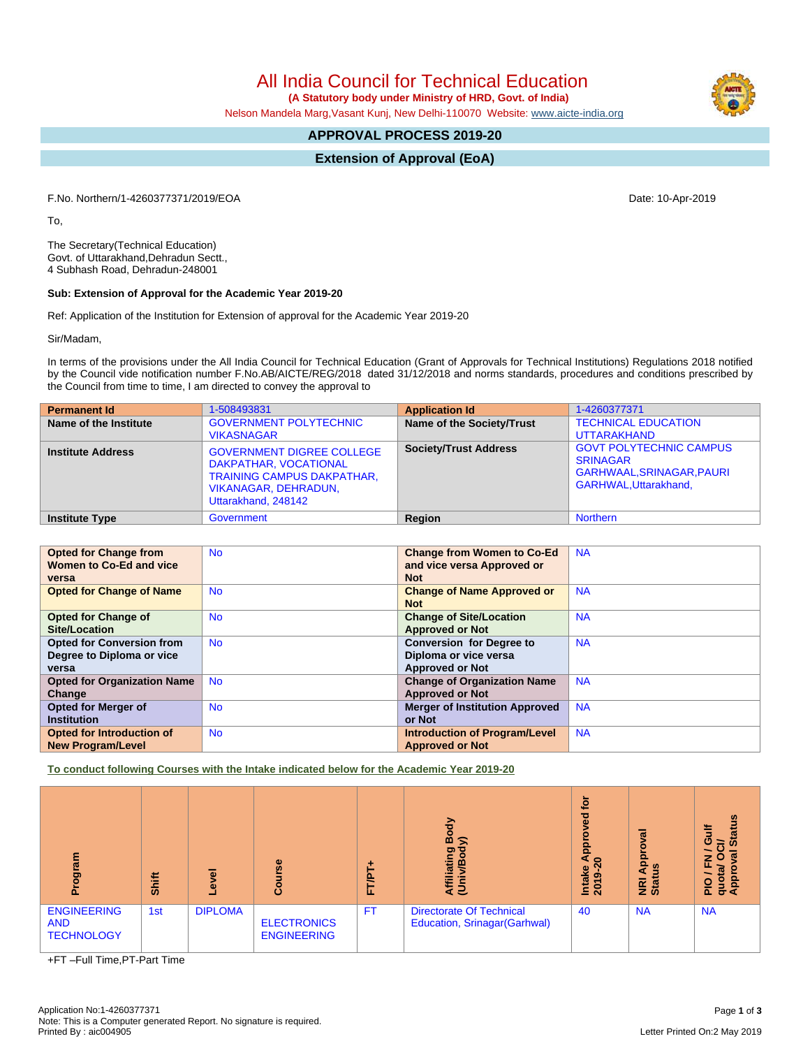# All India Council for Technical Education

**(A Statutory body under Ministry of HRD, Govt. of India)**

Nelson Mandela Marg,Vasant Kunj, New Delhi-110070 Website: www.aicte-india.org

## APPROVAL PROCESS 2019-20

## Extension of Approval (EoA)

F.No. Northern/1-4260377371/2019/EOA

Date: 10-Apr-2019

To,

The Secretary(Technical Education)
Govt. of Uttarakhand,Dehradun Sectt.,
4 Subhash Road, Dehradun-248001

**Sub: Extension of Approval for the Academic Year 2019-20**

Ref: Application of the Institution for Extension of approval for the Academic Year 2019-20

Sir/Madam,

In terms of the provisions under the All India Council for Technical Education (Grant of Approvals for Technical Institutions) Regulations 2018 notified by the Council vide notification number F.No.AB/AICTE/REG/2018 dated 31/12/2018 and norms standards, procedures and conditions prescribed by the Council from time to time, I am directed to convey the approval to

| **Permanent Id** | 1-508493831 | **Application Id** | 1-4260377371 |
|---|---|---|---|
| **Name of the Institute** | GOVERNMENT POLYTECHNIC VIKASNAGAR | **Name of the Society/Trust** | TECHNICAL EDUCATION UTTARAKHAND |
| **Institute Address** | GOVERNMENT DIGREE COLLEGE DAKPATHAR, VOCATIONAL TRAINING CAMPUS DAKPATHAR, VIKANAGAR, DEHRADUN, Uttarakhand, 248142 | **Society/Trust Address** | GOVT POLYTECHNIC CAMPUS SRINAGAR GARHWAAL,SRINAGAR,PAURI GARHWAL,Uttarakhand, |
| **Institute Type** | Government | **Region** | Northern |

| **Opted for Change from Women to Co-Ed and vice versa** | No | **Change from Women to Co-Ed and vice versa Approved or Not** | NA |
|---|---|---|---|
| **Opted for Change of Name** | No | **Change of Name Approved or Not** | NA |
| **Opted for Change of Site/Location** | No | **Change of Site/Location Approved or Not** | NA |
| **Opted for Conversion from Degree to Diploma or vice versa** | No | **Conversion for Degree to Diploma or vice versa Approved or Not** | NA |
| **Opted for Organization Name Change** | No | **Change of Organization Name Approved or Not** | NA |
| **Opted for Merger of Institution** | No | **Merger of Institution Approved or Not** | NA |
| **Opted for Introduction of New Program/Level** | No | **Introduction of Program/Level Approved or Not** | NA |

**To conduct following Courses with the Intake indicated below for the Academic Year 2019-20**

| Program | Shift | Level | Course | FT/PT+ | Affiliating Body (Univ/Body) | Intake Approved for 2019-20 | NRI Approval Status | PIO / FN / Gulf quota/ OCI/ Approval Status |
|---|---|---|---|---|---|---|---|---|
| ENGINEERING AND TECHNOLOGY | 1st | DIPLOMA | ELECTRONICS ENGINEERING | FT | Directorate Of Technical Education, Srinagar(Garhwal) | 40 | NA | NA |

+FT –Full Time,PT-Part Time

Application No:1-4260377371
Note: This is a Computer generated Report. No signature is required.
Printed By : aic004905

Letter Printed On:2 May 2019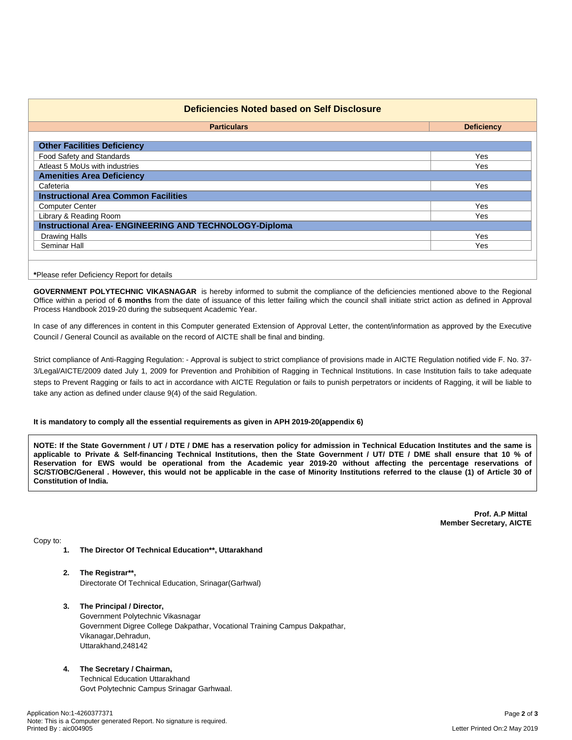## Deficiencies Noted based on Self Disclosure

| Particulars | Deficiency |
|---|---|
| **Other Facilities Deficiency** | |
| Food Safety and Standards | Yes |
| Atleast 5 MoUs with industries | Yes |
| **Amenities Area Deficiency** | |
| Cafeteria | Yes |
| **Instructional Area Common Facilities** | |
| Computer Center | Yes |
| Library & Reading Room | Yes |
| **Instructional Area- ENGINEERING AND TECHNOLOGY-Diploma** | |
| Drawing Halls | Yes |
| Seminar Hall | Yes |

***Please refer Deficiency Report for details**

**GOVERNMENT POLYTECHNIC VIKASNAGAR** is hereby informed to submit the compliance of the deficiencies mentioned above to the Regional Office within a period of **6 months** from the date of issuance of this letter failing which the council shall initiate strict action as defined in Approval Process Handbook 2019-20 during the subsequent Academic Year.

In case of any differences in content in this Computer generated Extension of Approval Letter, the content/information as approved by the Executive Council / General Council as available on the record of AICTE shall be final and binding.

Strict compliance of Anti-Ragging Regulation: - Approval is subject to strict compliance of provisions made in AICTE Regulation notified vide F. No. 37-3/Legal/AICTE/2009 dated July 1, 2009 for Prevention and Prohibition of Ragging in Technical Institutions. In case Institution fails to take adequate steps to Prevent Ragging or fails to act in accordance with AICTE Regulation or fails to punish perpetrators or incidents of Ragging, it will be liable to take any action as defined under clause 9(4) of the said Regulation.

**It is mandatory to comply all the essential requirements as given in APH 2019-20(appendix 6)**

**NOTE: If the State Government / UT / DTE / DME has a reservation policy for admission in Technical Education Institutes and the same is applicable to Private & Self-financing Technical Institutions, then the State Government / UT/ DTE / DME shall ensure that 10 % of Reservation for EWS would be operational from the Academic year 2019-20 without affecting the percentage reservations of SC/ST/OBC/General . However, this would not be applicable in the case of Minority Institutions referred to the clause (1) of Article 30 of Constitution of India.**

**Prof. A.P Mittal**
**Member Secretary, AICTE**

Copy to:

1. **The Director Of Technical Education**, Uttarakhand**

2. **The Registrar**,**
   Directorate Of Technical Education, Srinagar(Garhwal)

3. **The Principal / Director,**
   Government Polytechnic Vikasnagar
   Government Digree College Dakpathar, Vocational Training Campus Dakpathar,
   Vikanagar,Dehradun,
   Uttarakhand,248142

4. **The Secretary / Chairman,**
   Technical Education Uttarakhand
   Govt Polytechnic Campus Srinagar Garhwaal.

Application No:1-4260377371
Note: This is a Computer generated Report. No signature is required.
Printed By : aic004905

Letter Printed On:2 May 2019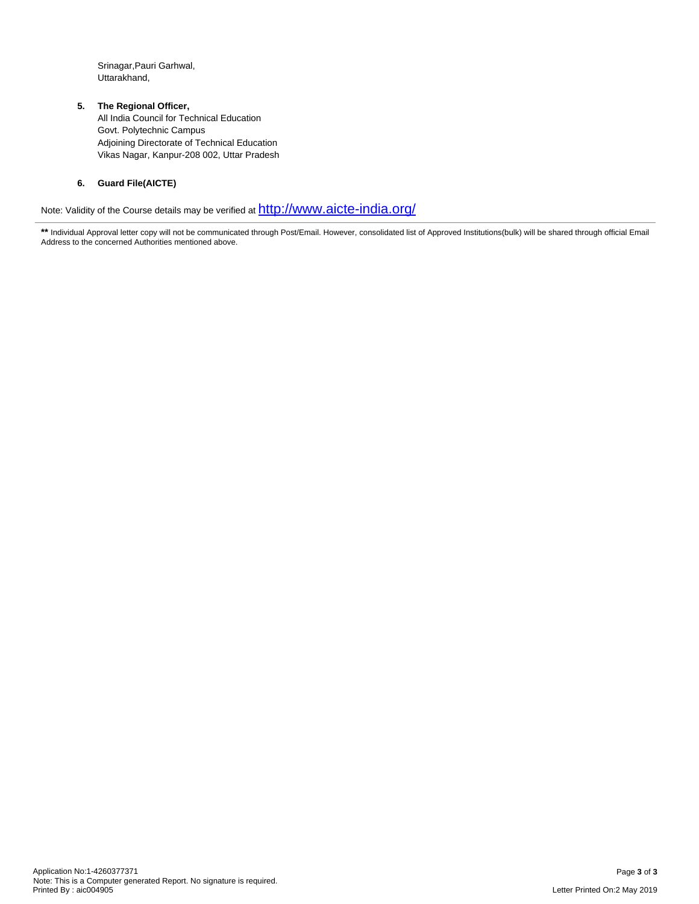Srinagar,Pauri Garhwal,
Uttarakhand,

5. **The Regional Officer,**
   All India Council for Technical Education
   Govt. Polytechnic Campus
   Adjoining Directorate of Technical Education
   Vikas Nagar, Kanpur-208 002, Uttar Pradesh

6. **Guard File(AICTE)**

Note: Validity of the Course details may be verified at http://www.aicte-india.org/

---

**\*\*** Individual Approval letter copy will not be communicated through Post/Email. However, consolidated list of Approved Institutions(bulk) will be shared through official Email Address to the concerned Authorities mentioned above.

Application No:1-4260377371
Note: This is a Computer generated Report. No signature is required.
Printed By : aic004905

Letter Printed On:2 May 2019